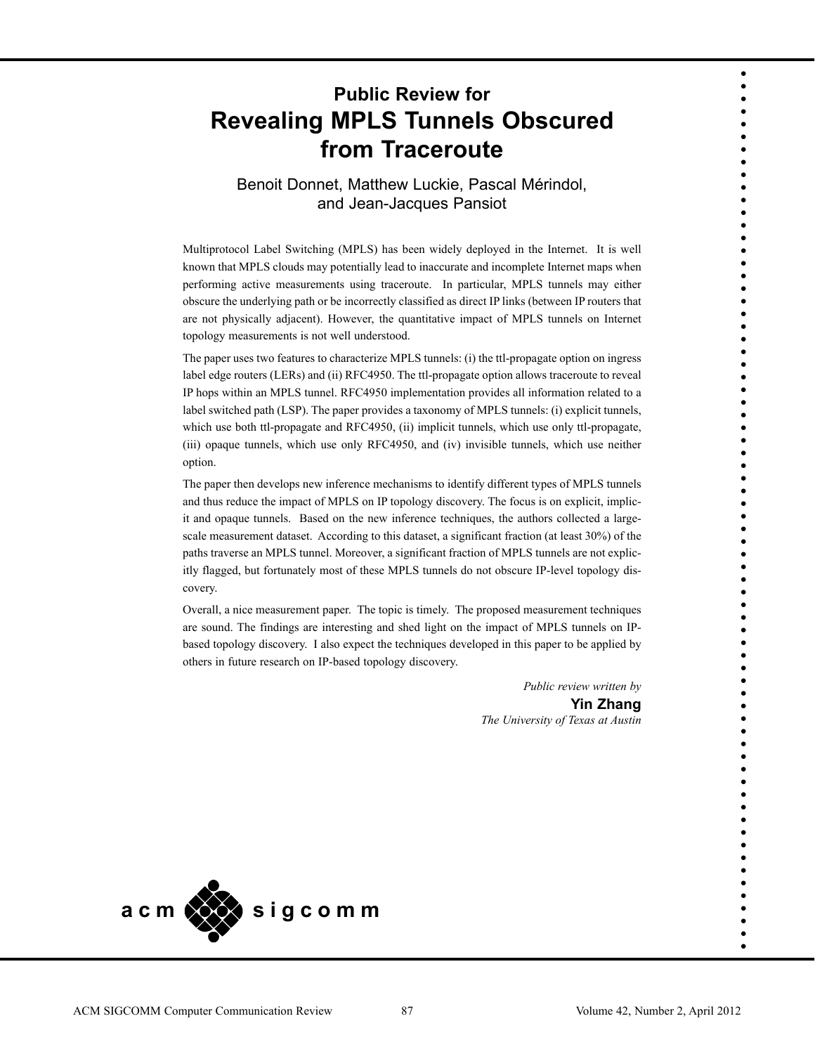# Public Review for
# Revealing MPLS Tunnels Obscured from Traceroute

Benoit Donnet, Matthew Luckie, Pascal Mérindol, and Jean-Jacques Pansiot

Multiprotocol Label Switching (MPLS) has been widely deployed in the Internet. It is well known that MPLS clouds may potentially lead to inaccurate and incomplete Internet maps when performing active measurements using traceroute. In particular, MPLS tunnels may either obscure the underlying path or be incorrectly classified as direct IP links (between IP routers that are not physically adjacent). However, the quantitative impact of MPLS tunnels on Internet topology measurements is not well understood.

The paper uses two features to characterize MPLS tunnels: (i) the ttl-propagate option on ingress label edge routers (LERs) and (ii) RFC4950. The ttl-propagate option allows traceroute to reveal IP hops within an MPLS tunnel. RFC4950 implementation provides all information related to a label switched path (LSP). The paper provides a taxonomy of MPLS tunnels: (i) explicit tunnels, which use both ttl-propagate and RFC4950, (ii) implicit tunnels, which use only ttl-propagate, (iii) opaque tunnels, which use only RFC4950, and (iv) invisible tunnels, which use neither option.

The paper then develops new inference mechanisms to identify different types of MPLS tunnels and thus reduce the impact of MPLS on IP topology discovery. The focus is on explicit, implicit and opaque tunnels. Based on the new inference techniques, the authors collected a large-scale measurement dataset. According to this dataset, a significant fraction (at least 30%) of the paths traverse an MPLS tunnel. Moreover, a significant fraction of MPLS tunnels are not explicitly flagged, but fortunately most of these MPLS tunnels do not obscure IP-level topology discovery.

Overall, a nice measurement paper. The topic is timely. The proposed measurement techniques are sound. The findings are interesting and shed light on the impact of MPLS tunnels on IP-based topology discovery. I also expect the techniques developed in this paper to be applied by others in future research on IP-based topology discovery.

*Public review written by*
**Yin Zhang**
*The University of Texas at Austin*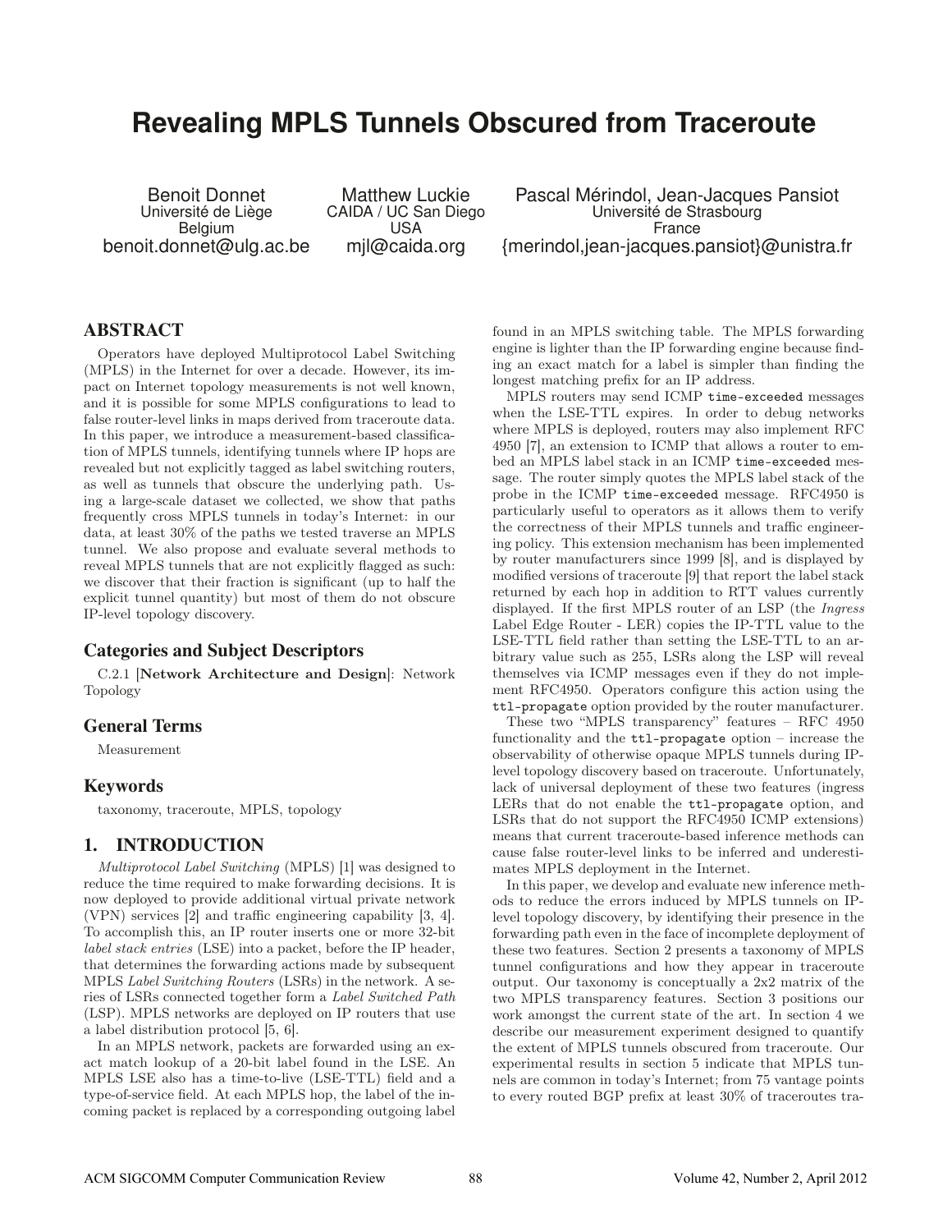# Revealing MPLS Tunnels Obscured from Traceroute

Benoit Donnet
Université de Liège
Belgium
benoit.donnet@ulg.ac.be

Matthew Luckie
CAIDA / UC San Diego
USA
mjl@caida.org

Pascal Mérindol, Jean-Jacques Pansiot
Université de Strasbourg
France
{merindol,jean-jacques.pansiot}@unistra.fr

## ABSTRACT

Operators have deployed Multiprotocol Label Switching (MPLS) in the Internet for over a decade. However, its impact on Internet topology measurements is not well known, and it is possible for some MPLS configurations to lead to false router-level links in maps derived from traceroute data. In this paper, we introduce a measurement-based classification of MPLS tunnels, identifying tunnels where IP hops are revealed but not explicitly tagged as label switching routers, as well as tunnels that obscure the underlying path. Using a large-scale dataset we collected, we show that paths frequently cross MPLS tunnels in today's Internet: in our data, at least 30% of the paths we tested traverse an MPLS tunnel. We also propose and evaluate several methods to reveal MPLS tunnels that are not explicitly flagged as such: we discover that their fraction is significant (up to half the explicit tunnel quantity) but most of them do not obscure IP-level topology discovery.

### Categories and Subject Descriptors

C.2.1 [**Network Architecture and Design**]: Network Topology

### General Terms

Measurement

### Keywords

taxonomy, traceroute, MPLS, topology

## 1. INTRODUCTION

*Multiprotocol Label Switching* (MPLS) [1] was designed to reduce the time required to make forwarding decisions. It is now deployed to provide additional virtual private network (VPN) services [2] and traffic engineering capability [3, 4]. To accomplish this, an IP router inserts one or more 32-bit *label stack entries* (LSE) into a packet, before the IP header, that determines the forwarding actions made by subsequent MPLS *Label Switching Routers* (LSRs) in the network. A series of LSRs connected together form a *Label Switched Path* (LSP). MPLS networks are deployed on IP routers that use a label distribution protocol [5, 6].

In an MPLS network, packets are forwarded using an exact match lookup of a 20-bit label found in the LSE. An MPLS LSE also has a time-to-live (LSE-TTL) field and a type-of-service field. At each MPLS hop, the label of the incoming packet is replaced by a corresponding outgoing label found in an MPLS switching table. The MPLS forwarding engine is lighter than the IP forwarding engine because finding an exact match for a label is simpler than finding the longest matching prefix for an IP address.

MPLS routers may send ICMP `time-exceeded` messages when the LSE-TTL expires. In order to debug networks where MPLS is deployed, routers may also implement RFC 4950 [7], an extension to ICMP that allows a router to embed an MPLS label stack in an ICMP `time-exceeded` message. The router simply quotes the MPLS label stack of the probe in the ICMP `time-exceeded` message. RFC4950 is particularly useful to operators as it allows them to verify the correctness of their MPLS tunnels and traffic engineering policy. This extension mechanism has been implemented by router manufacturers since 1999 [8], and is displayed by modified versions of traceroute [9] that report the label stack returned by each hop in addition to RTT values currently displayed. If the first MPLS router of an LSP (the *Ingress* Label Edge Router - LER) copies the IP-TTL value to the LSE-TTL field rather than setting the LSE-TTL to an arbitrary value such as 255, LSRs along the LSP will reveal themselves via ICMP messages even if they do not implement RFC4950. Operators configure this action using the `ttl-propagate` option provided by the router manufacturer.

These two "MPLS transparency" features – RFC 4950 functionality and the `ttl-propagate` option – increase the observability of otherwise opaque MPLS tunnels during IP-level topology discovery based on traceroute. Unfortunately, lack of universal deployment of these two features (ingress LERs that do not enable the `ttl-propagate` option, and LSRs that do not support the RFC4950 ICMP extensions) means that current traceroute-based inference methods can cause false router-level links to be inferred and underestimates MPLS deployment in the Internet.

In this paper, we develop and evaluate new inference methods to reduce the errors induced by MPLS tunnels on IP-level topology discovery, by identifying their presence in the forwarding path even in the face of incomplete deployment of these two features. Section 2 presents a taxonomy of MPLS tunnel configurations and how they appear in traceroute output. Our taxonomy is conceptually a 2x2 matrix of the two MPLS transparency features. Section 3 positions our work amongst the current state of the art. In section 4 we describe our measurement experiment designed to quantify the extent of MPLS tunnels obscured from traceroute. Our experimental results in section 5 indicate that MPLS tunnels are common in today's Internet; from 75 vantage points to every routed BGP prefix at least 30% of traceroutes tra-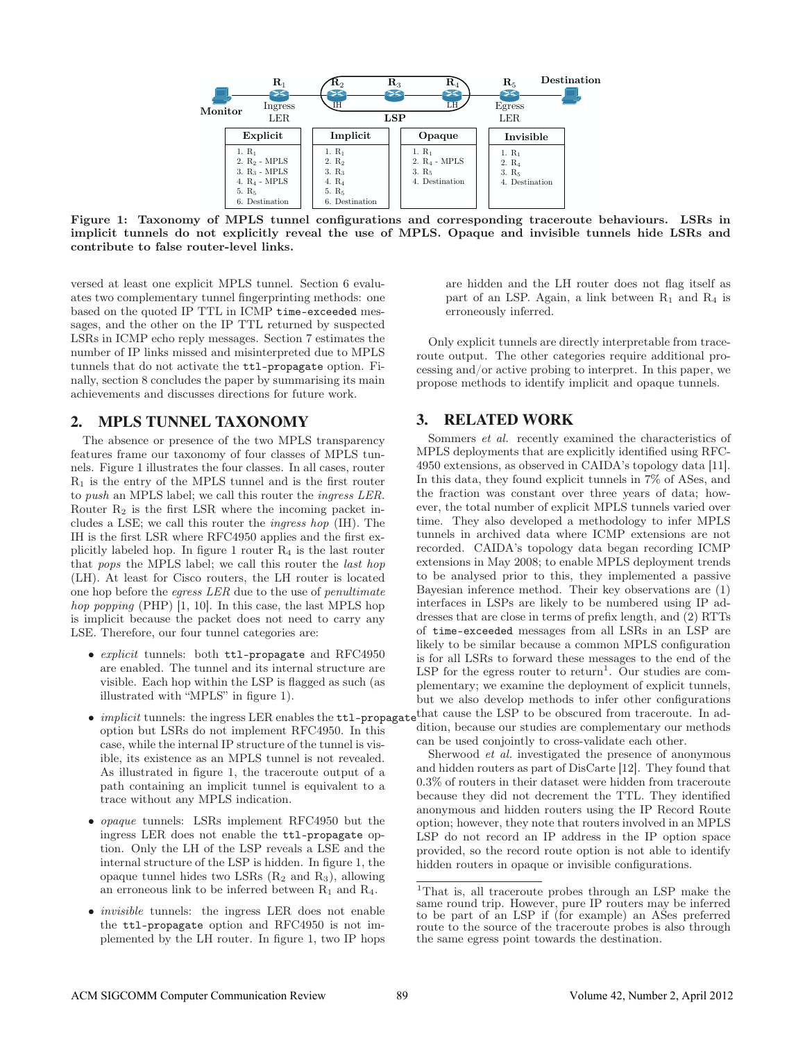| Explicit | Implicit | Opaque | Invisible |
|---|---|---|---|
| 1. $R_1$ | 1. $R_1$ | 1. $R_1$ | 1. $R_1$ |
| 2. $R_2$ - MPLS | 2. $R_2$ | 2. $R_4$ - MPLS | 2. $R_4$ |
| 3. $R_3$ - MPLS | 3. $R_3$ | 3. $R_5$ | 3. $R_5$ |
| 4. $R_4$ - MPLS | 4. $R_4$ | 4. Destination | 4. Destination |
| 5. $R_5$ | 5. $R_5$ | | |
| 6. Destination | 6. Destination | | |

**Figure 1: Taxonomy of MPLS tunnel configurations and corresponding traceroute behaviours. LSRs in implicit tunnels do not explicitly reveal the use of MPLS. Opaque and invisible tunnels hide LSRs and contribute to false router-level links.**

versed at least one explicit MPLS tunnel. Section 6 evaluates two complementary tunnel fingerprinting methods: one based on the quoted IP TTL in ICMP `time-exceeded` messages, and the other on the IP TTL returned by suspected LSRs in ICMP echo reply messages. Section 7 estimates the number of IP links missed and misinterpreted due to MPLS tunnels that do not activate the `ttl-propagate` option. Finally, section 8 concludes the paper by summarising its main achievements and discusses directions for future work.

## 2. MPLS TUNNEL TAXONOMY

The absence or presence of the two MPLS transparency features frame our taxonomy of four classes of MPLS tunnels. Figure 1 illustrates the four classes. In all cases, router $R_1$ is the entry of the MPLS tunnel and is the first router to *push* an MPLS label; we call this router the *ingress LER*. Router $R_2$ is the first LSR where the incoming packet includes a LSE; we call this router the *ingress hop* (IH). The IH is the first LSR where RFC4950 applies and the first explicitly labeled hop. In figure 1 router $R_4$ is the last router that *pops* the MPLS label; we call this router the *last hop* (LH). At least for Cisco routers, the LH router is located one hop before the *egress LER* due to the use of *penultimate hop popping* (PHP) [1, 10]. In this case, the last MPLS hop is implicit because the packet does not need to carry any LSE. Therefore, our four tunnel categories are:

- *explicit* tunnels: both `ttl-propagate` and RFC4950 are enabled. The tunnel and its internal structure are visible. Each hop within the LSP is flagged as such (as illustrated with "MPLS" in figure 1).
- *implicit* tunnels: the ingress LER enables the `ttl-propagate` option but LSRs do not implement RFC4950. In this case, while the internal IP structure of the tunnel is visible, its existence as an MPLS tunnel is not revealed. As illustrated in figure 1, the traceroute output of a path containing an implicit tunnel is equivalent to a trace without any MPLS indication.
- *opaque* tunnels: LSRs implement RFC4950 but the ingress LER does not enable the `ttl-propagate` option. Only the LH of the LSP reveals a LSE and the internal structure of the LSP is hidden. In figure 1, the opaque tunnel hides two LSRs ($R_2$ and $R_3$), allowing an erroneous link to be inferred between $R_1$ and $R_4$.
- *invisible* tunnels: the ingress LER does not enable the `ttl-propagate` option and RFC4950 is not implemented by the LH router. In figure 1, two IP hops are hidden and the LH router does not flag itself as part of an LSP. Again, a link between $R_1$ and $R_4$ is erroneously inferred.

Only explicit tunnels are directly interpretable from traceroute output. The other categories require additional processing and/or active probing to interpret. In this paper, we propose methods to identify implicit and opaque tunnels.

## 3. RELATED WORK

Sommers *et al.* recently examined the characteristics of MPLS deployments that are explicitly identified using RFC-4950 extensions, as observed in CAIDA's topology data [11]. In this data, they found explicit tunnels in 7% of ASes, and the fraction was constant over three years of data; however, the total number of explicit MPLS tunnels varied over time. They also developed a methodology to infer MPLS tunnels in archived data where ICMP extensions are not recorded. CAIDA's topology data began recording ICMP extensions in May 2008; to enable MPLS deployment trends to be analysed prior to this, they implemented a passive Bayesian inference method. Their key observations are (1) interfaces in LSPs are likely to be numbered using IP addresses that are close in terms of prefix length, and (2) RTTs of `time-exceeded` messages from all LSRs in an LSP are likely to be similar because a common MPLS configuration is for all LSRs to forward these messages to the end of the LSP for the egress router to return[1]. Our studies are complementary; we examine the deployment of explicit tunnels, but we also develop methods to infer other configurations that cause the LSP to be obscured from traceroute. In addition, because our studies are complementary our methods can be used conjointly to cross-validate each other.

Sherwood *et al.* investigated the presence of anonymous and hidden routers as part of DisCarte [12]. They found that 0.3% of routers in their dataset were hidden from traceroute because they did not decrement the TTL. They identified anonymous and hidden routers using the IP Record Route option; however, they note that routers involved in an MPLS LSP do not record an IP address in the IP option space provided, so the record route option is not able to identify hidden routers in opaque or invisible configurations.

[1]That is, all traceroute probes through an LSP make the same round trip. However, pure IP routers may be inferred to be part of an LSP if (for example) an ASes preferred route to the source of the traceroute probes is also through the same egress point towards the destination.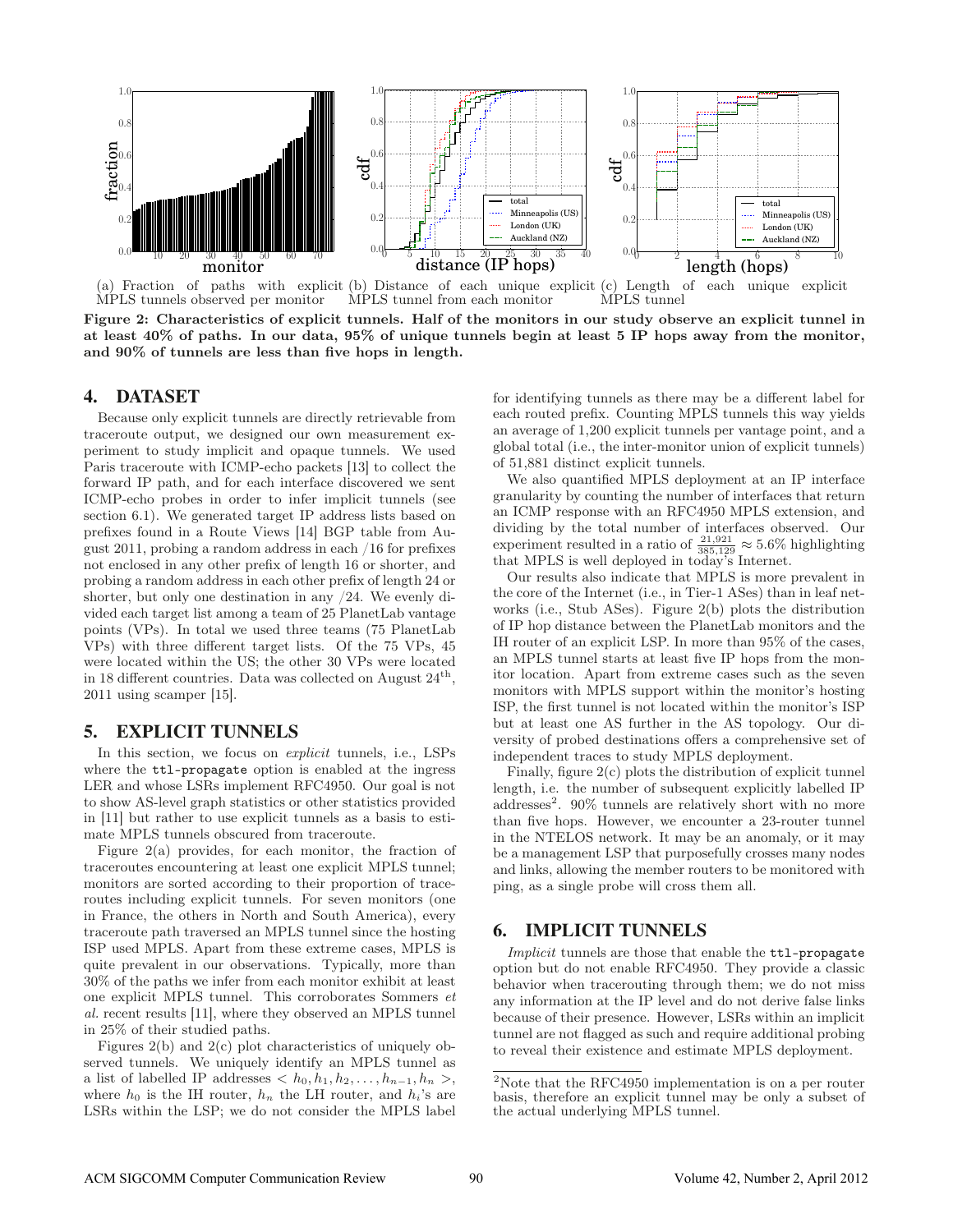(a) Fraction of paths with explicit MPLS tunnels observed per monitor (b) Distance of each unique explicit MPLS tunnel from each monitor (c) Length of each unique explicit MPLS tunnel

**Figure 2: Characteristics of explicit tunnels. Half of the monitors in our study observe an explicit tunnel in at least 40% of paths. In our data, 95% of unique tunnels begin at least 5 IP hops away from the monitor, and 90% of tunnels are less than five hops in length.**

## 4. DATASET

Because only explicit tunnels are directly retrievable from traceroute output, we designed our own measurement experiment to study implicit and opaque tunnels. We used Paris traceroute with ICMP-echo packets [13] to collect the forward IP path, and for each interface discovered we sent ICMP-echo probes in order to infer implicit tunnels (see section 6.1). We generated target IP address lists based on prefixes found in a Route Views [14] BGP table from August 2011, probing a random address in each /16 for prefixes not enclosed in any other prefix of length 16 or shorter, and probing a random address in each other prefix of length 24 or shorter, but only one destination in any /24. We evenly divided each target list among a team of 25 PlanetLab vantage points (VPs). In total we used three teams (75 PlanetLab VPs) with three different target lists. Of the 75 VPs, 45 were located within the US; the other 30 VPs were located in 18 different countries. Data was collected on August 24[th], 2011 using scamper [15].

## 5. EXPLICIT TUNNELS

In this section, we focus on *explicit* tunnels, i.e., LSPs where the `ttl-propagate` option is enabled at the ingress LER and whose LSRs implement RFC4950. Our goal is not to show AS-level graph statistics or other statistics provided in [11] but rather to use explicit tunnels as a basis to estimate MPLS tunnels obscured from traceroute.

Figure 2(a) provides, for each monitor, the fraction of traceroutes encountering at least one explicit MPLS tunnel; monitors are sorted according to their proportion of traceroutes including explicit tunnels. For seven monitors (one in France, the others in North and South America), every traceroute path traversed an MPLS tunnel since the hosting ISP used MPLS. Apart from these extreme cases, MPLS is quite prevalent in our observations. Typically, more than 30% of the paths we infer from each monitor exhibit at least one explicit MPLS tunnel. This corroborates Sommers *et al.* recent results [11], where they observed an MPLS tunnel in 25% of their studied paths.

Figures 2(b) and 2(c) plot characteristics of uniquely observed tunnels. We uniquely identify an MPLS tunnel as a list of labelled IP addresses $< h_0, h_1, h_2, \ldots, h_{n-1}, h_n >$, where $h_0$ is the IH router, $h_n$ the LH router, and $h_i$'s are LSRs within the LSP; we do not consider the MPLS label for identifying tunnels as there may be a different label for each routed prefix. Counting MPLS tunnels this way yields an average of 1,200 explicit tunnels per vantage point, and a global total (i.e., the inter-monitor union of explicit tunnels) of 51,881 distinct explicit tunnels.

We also quantified MPLS deployment at an IP interface granularity by counting the number of interfaces that return an ICMP response with an RFC4950 MPLS extension, and dividing by the total number of interfaces observed. Our experiment resulted in a ratio of $\frac{21,921}{385,129} \approx 5.6\%$ highlighting that MPLS is well deployed in today's Internet.

Our results also indicate that MPLS is more prevalent in the core of the Internet (i.e., in Tier-1 ASes) than in leaf networks (i.e., Stub ASes). Figure 2(b) plots the distribution of IP hop distance between the PlanetLab monitors and the IH router of an explicit LSP. In more than 95% of the cases, an MPLS tunnel starts at least five IP hops from the monitor location. Apart from extreme cases such as the seven monitors with MPLS support within the monitor's hosting ISP, the first tunnel is not located within the monitor's ISP but at least one AS further in the AS topology. Our diversity of probed destinations offers a comprehensive set of independent traces to study MPLS deployment.

Finally, figure 2(c) plots the distribution of explicit tunnel length, i.e. the number of subsequent explicitly labelled IP addresses[2]. 90% tunnels are relatively short with no more than five hops. However, we encounter a 23-router tunnel in the NTELOS network. It may be an anomaly, or it may be a management LSP that purposefully crosses many nodes and links, allowing the member routers to be monitored with ping, as a single probe will cross them all.

## 6. IMPLICIT TUNNELS

*Implicit* tunnels are those that enable the `ttl-propagate` option but do not enable RFC4950. They provide a classic behavior when tracerouting through them; we do not miss any information at the IP level and do not derive false links because of their presence. However, LSRs within an implicit tunnel are not flagged as such and require additional probing to reveal their existence and estimate MPLS deployment.

[2] Note that the RFC4950 implementation is on a per router basis, therefore an explicit tunnel may be only a subset of the actual underlying MPLS tunnel.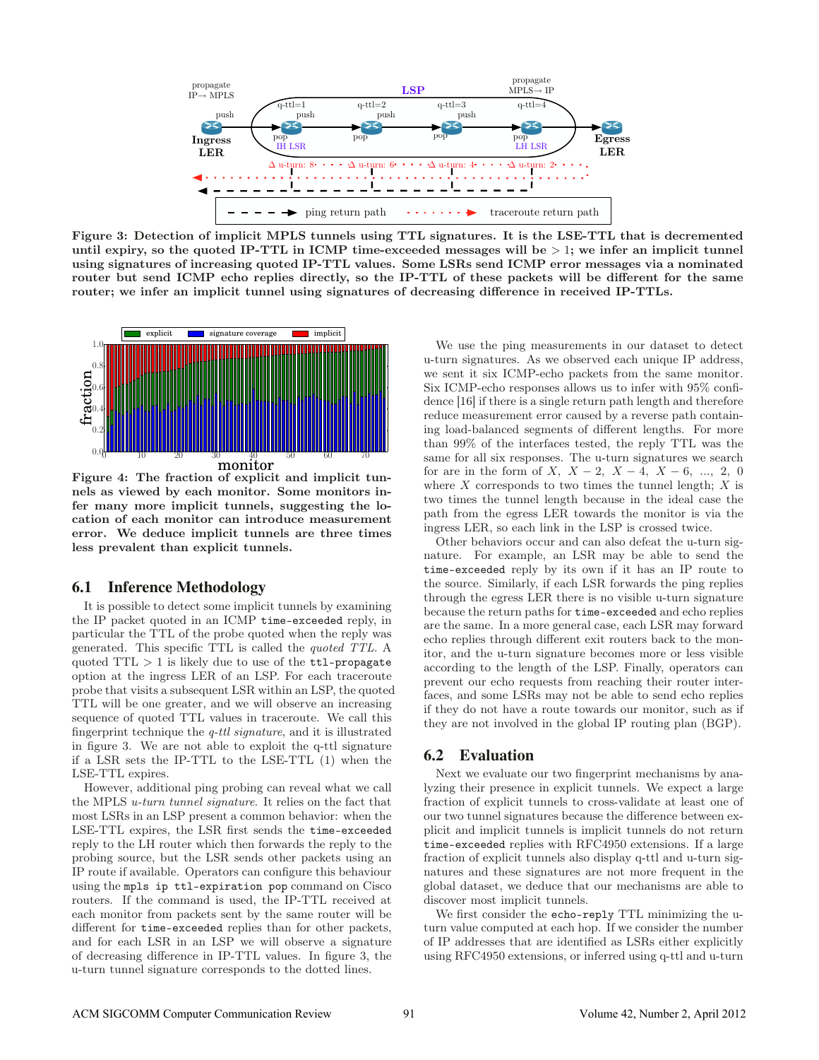Figure 3: Detection of implicit MPLS tunnels using TTL signatures. It is the LSE-TTL that is decremented until expiry, so the quoted IP-TTL in ICMP time-exceeded messages will be $> 1$; we infer an implicit tunnel using signatures of increasing quoted IP-TTL values. Some LSRs send ICMP error messages via a nominated router but send ICMP echo replies directly, so the IP-TTL of these packets will be different for the same router; we infer an implicit tunnel using signatures of decreasing difference in received IP-TTLs.

Figure 4: The fraction of explicit and implicit tunnels as viewed by each monitor. Some monitors infer many more implicit tunnels, suggesting the location of each monitor can introduce measurement error. We deduce implicit tunnels are three times less prevalent than explicit tunnels.

## 6.1 Inference Methodology

It is possible to detect some implicit tunnels by examining the IP packet quoted in an ICMP `time-exceeded` reply, in particular the TTL of the probe quoted when the reply was generated. This specific TTL is called the *quoted TTL*. A quoted TTL $> 1$ is likely due to use of the `ttl-propagate` option at the ingress LER of an LSP. For each traceroute probe that visits a subsequent LSR within an LSP, the quoted TTL will be one greater, and we will observe an increasing sequence of quoted TTL values in traceroute. We call this fingerprint technique the *q-ttl signature*, and it is illustrated in figure 3. We are not able to exploit the q-ttl signature if a LSR sets the IP-TTL to the LSE-TTL (1) when the LSE-TTL expires.

However, additional ping probing can reveal what we call the MPLS *u-turn tunnel signature*. It relies on the fact that most LSRs in an LSP present a common behavior: when the LSE-TTL expires, the LSR first sends the `time-exceeded` reply to the LH router which then forwards the reply to the probing source, but the LSR sends other packets using an IP route if available. Operators can configure this behaviour using the `mpls ip ttl-expiration pop` command on Cisco routers. If the command is used, the IP-TTL received at each monitor from packets sent by the same router will be different for `time-exceeded` replies than for other packets, and for each LSR in an LSP we will observe a signature of decreasing difference in IP-TTL values. In figure 3, the u-turn tunnel signature corresponds to the dotted lines.

We use the ping measurements in our dataset to detect u-turn signatures. As we observed each unique IP address, we sent it six ICMP-echo packets from the same monitor. Six ICMP-echo responses allows us to infer with 95% confidence [16] if there is a single return path length and therefore reduce measurement error caused by a reverse path containing load-balanced segments of different lengths. For more than 99% of the interfaces tested, the reply TTL was the same for all six responses. The u-turn signatures we search for are in the form of $X$, $X-2$, $X-4$, $X-6$, ..., 2, 0 where $X$ corresponds to two times the tunnel length; $X$ is two times the tunnel length because in the ideal case the path from the egress LER towards the monitor is via the ingress LER, so each link in the LSP is crossed twice.

Other behaviors occur and can also defeat the u-turn signature. For example, an LSR may be able to send the `time-exceeded` reply by its own if it has an IP route to the source. Similarly, if each LSR forwards the ping replies through the egress LER there is no visible u-turn signature because the return paths for `time-exceeded` and echo replies are the same. In a more general case, each LSR may forward echo replies through different exit routers back to the monitor, and the u-turn signature becomes more or less visible according to the length of the LSP. Finally, operators can prevent our echo requests from reaching their router interfaces, and some LSRs may not be able to send echo replies if they do not have a route towards our monitor, such as if they are not involved in the global IP routing plan (BGP).

## 6.2 Evaluation

Next we evaluate our two fingerprint mechanisms by analyzing their presence in explicit tunnels. We expect a large fraction of explicit tunnels to cross-validate at least one of our two tunnel signatures because the difference between explicit and implicit tunnels is implicit tunnels do not return `time-exceeded` replies with RFC4950 extensions. If a large fraction of explicit tunnels also display q-ttl and u-turn signatures and these signatures are not more frequent in the global dataset, we deduce that our mechanisms are able to discover most implicit tunnels.

We first consider the `echo-reply` TTL minimizing the u-turn value computed at each hop. If we consider the number of IP addresses that are identified as LSRs either explicitly using RFC4950 extensions, or inferred using q-ttl and u-turn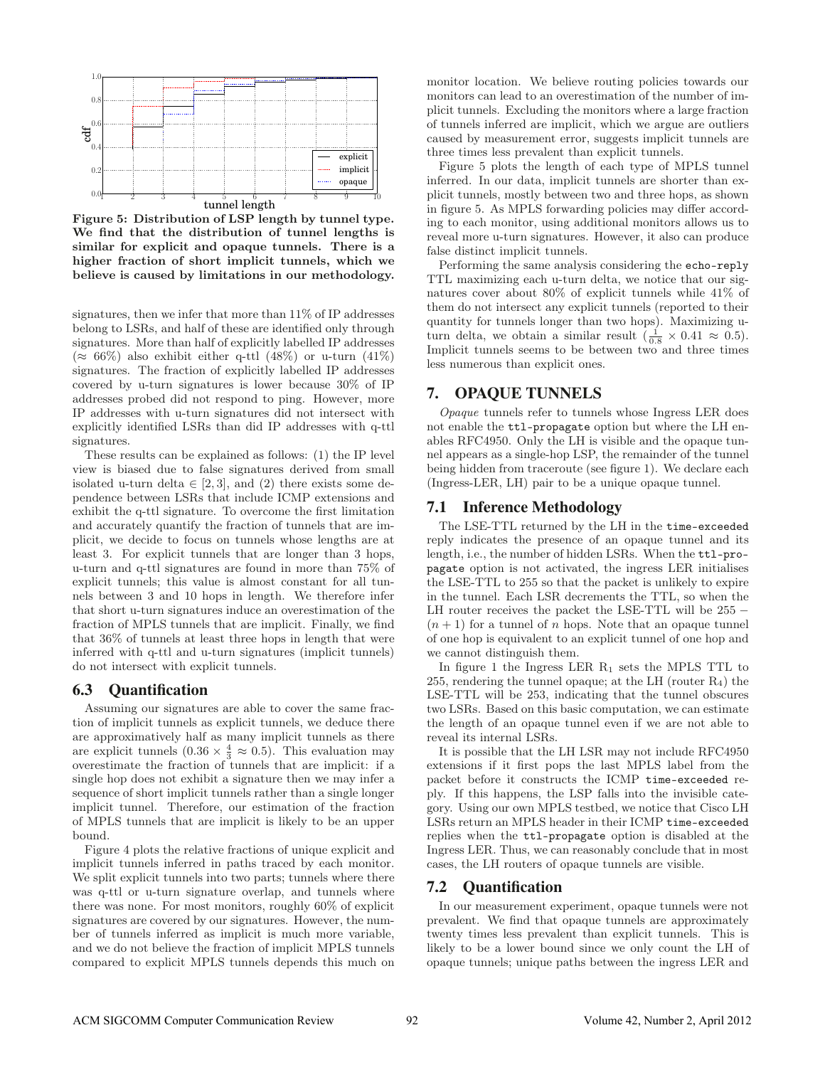Figure 5: Distribution of LSP length by tunnel type. We find that the distribution of tunnel lengths is similar for explicit and opaque tunnels. There is a higher fraction of short implicit tunnels, which we believe is caused by limitations in our methodology.

signatures, then we infer that more than 11% of IP addresses belong to LSRs, and half of these are identified only through signatures. More than half of explicitly labelled IP addresses ($\approx$ 66%) also exhibit either q-ttl (48%) or u-turn (41%) signatures. The fraction of explicitly labelled IP addresses covered by u-turn signatures is lower because 30% of IP addresses probed did not respond to ping. However, more IP addresses with u-turn signatures did not intersect with explicitly identified LSRs than did IP addresses with q-ttl signatures.

These results can be explained as follows: (1) the IP level view is biased due to false signatures derived from small isolated u-turn delta $\in [2, 3]$, and (2) there exists some dependence between LSRs that include ICMP extensions and exhibit the q-ttl signature. To overcome the first limitation and accurately quantify the fraction of tunnels that are implicit, we decide to focus on tunnels whose lengths are at least 3. For explicit tunnels that are longer than 3 hops, u-turn and q-ttl signatures are found in more than 75% of explicit tunnels; this value is almost constant for all tunnels between 3 and 10 hops in length. We therefore infer that short u-turn signatures induce an overestimation of the fraction of MPLS tunnels that are implicit. Finally, we find that 36% of tunnels at least three hops in length that were inferred with q-ttl and u-turn signatures (implicit tunnels) do not intersect with explicit tunnels.

### 6.3 Quantification

Assuming our signatures are able to cover the same fraction of implicit tunnels as explicit tunnels, we deduce there are approximatively half as many implicit tunnels as there are explicit tunnels ($0.36 \times \frac{4}{3} \approx 0.5$). This evaluation may overestimate the fraction of tunnels that are implicit: if a single hop does not exhibit a signature then we may infer a sequence of short implicit tunnels rather than a single longer implicit tunnel. Therefore, our estimation of the fraction of MPLS tunnels that are implicit is likely to be an upper bound.

Figure 4 plots the relative fractions of unique explicit and implicit tunnels inferred in paths traced by each monitor. We split explicit tunnels into two parts; tunnels where there was q-ttl or u-turn signature overlap, and tunnels where there was none. For most monitors, roughly 60% of explicit signatures are covered by our signatures. However, the number of tunnels inferred as implicit is much more variable, and we do not believe the fraction of implicit MPLS tunnels compared to explicit MPLS tunnels depends this much on monitor location. We believe routing policies towards our monitors can lead to an overestimation of the number of implicit tunnels. Excluding the monitors where a large fraction of tunnels inferred are implicit, which we argue are outliers caused by measurement error, suggests implicit tunnels are three times less prevalent than explicit tunnels.

Figure 5 plots the length of each type of MPLS tunnel inferred. In our data, implicit tunnels are shorter than explicit tunnels, mostly between two and three hops, as shown in figure 5. As MPLS forwarding policies may differ according to each monitor, using additional monitors allows us to reveal more u-turn signatures. However, it also can produce false distinct implicit tunnels.

Performing the same analysis considering the `echo-reply` TTL maximizing each u-turn delta, we notice that our signatures cover about 80% of explicit tunnels while 41% of them do not intersect any explicit tunnels (reported to their quantity for tunnels longer than two hops). Maximizing u-turn delta, we obtain a similar result ($\frac{1}{0.8} \times 0.41 \approx 0.5$). Implicit tunnels seems to be between two and three times less numerous than explicit ones.

## 7. OPAQUE TUNNELS

*Opaque* tunnels refer to tunnels whose Ingress LER does not enable the `ttl-propagate` option but where the LH enables RFC4950. Only the LH is visible and the opaque tunnel appears as a single-hop LSP, the remainder of the tunnel being hidden from traceroute (see figure 1). We declare each (Ingress-LER, LH) pair to be a unique opaque tunnel.

### 7.1 Inference Methodology

The LSE-TTL returned by the LH in the `time-exceeded` reply indicates the presence of an opaque tunnel and its length, i.e., the number of hidden LSRs. When the `ttl-propagate` option is not activated, the ingress LER initialises the LSE-TTL to 255 so that the packet is unlikely to expire in the tunnel. Each LSR decrements the TTL, so when the LH router receives the packet the LSE-TTL will be $255 - (n + 1)$ for a tunnel of $n$ hops. Note that an opaque tunnel of one hop is equivalent to an explicit tunnel of one hop and we cannot distinguish them.

In figure 1 the Ingress LER $R_1$ sets the MPLS TTL to 255, rendering the tunnel opaque; at the LH (router $R_4$) the LSE-TTL will be 253, indicating that the tunnel obscures two LSRs. Based on this basic computation, we can estimate the length of an opaque tunnel even if we are not able to reveal its internal LSRs.

It is possible that the LH LSR may not include RFC4950 extensions if it first pops the last MPLS label from the packet before it constructs the ICMP `time-exceeded` reply. If this happens, the LSP falls into the invisible category. Using our own MPLS testbed, we notice that Cisco LH LSRs return an MPLS header in their ICMP `time-exceeded` replies when the `ttl-propagate` option is disabled at the Ingress LER. Thus, we can reasonably conclude that in most cases, the LH routers of opaque tunnels are visible.

### 7.2 Quantification

In our measurement experiment, opaque tunnels were not prevalent. We find that opaque tunnels are approximately twenty times less prevalent than explicit tunnels. This is likely to be a lower bound since we only count the LH of opaque tunnels; unique paths between the ingress LER and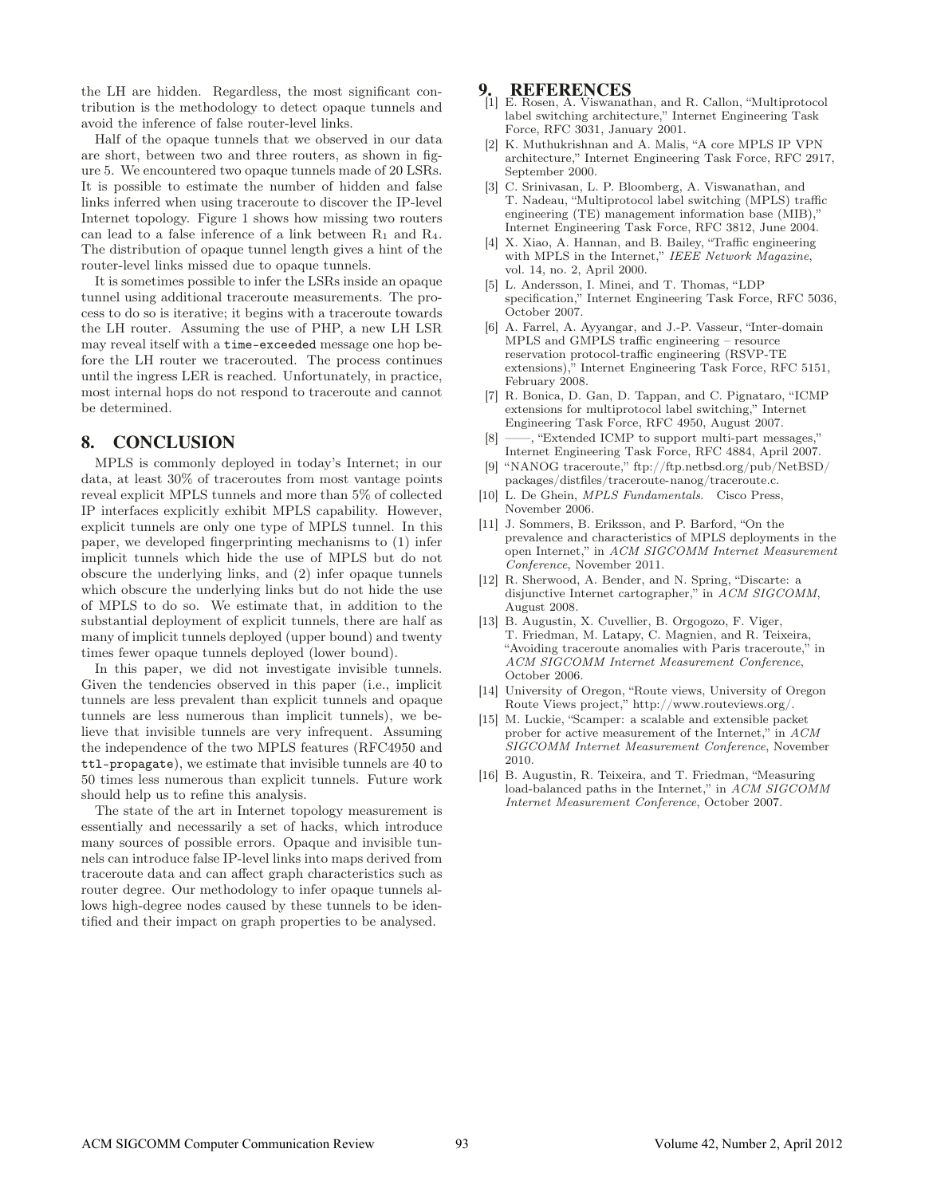the LH are hidden. Regardless, the most significant contribution is the methodology to detect opaque tunnels and avoid the inference of false router-level links.

Half of the opaque tunnels that we observed in our data are short, between two and three routers, as shown in figure 5. We encountered two opaque tunnels made of 20 LSRs. It is possible to estimate the number of hidden and false links inferred when using traceroute to discover the IP-level Internet topology. Figure 1 shows how missing two routers can lead to a false inference of a link between $R_1$ and $R_4$. The distribution of opaque tunnel length gives a hint of the router-level links missed due to opaque tunnels.

It is sometimes possible to infer the LSRs inside an opaque tunnel using additional traceroute measurements. The process to do so is iterative; it begins with a traceroute towards the LH router. Assuming the use of PHP, a new LH LSR may reveal itself with a `time-exceeded` message one hop before the LH router we tracerouted. The process continues until the ingress LER is reached. Unfortunately, in practice, most internal hops do not respond to traceroute and cannot be determined.

## 8. CONCLUSION

MPLS is commonly deployed in today's Internet; in our data, at least 30% of traceroutes from most vantage points reveal explicit MPLS tunnels and more than 5% of collected IP interfaces explicitly exhibit MPLS capability. However, explicit tunnels are only one type of MPLS tunnel. In this paper, we developed fingerprinting mechanisms to (1) infer implicit tunnels which hide the use of MPLS but do not obscure the underlying links, and (2) infer opaque tunnels which obscure the underlying links but do not hide the use of MPLS to do so. We estimate that, in addition to the substantial deployment of explicit tunnels, there are half as many of implicit tunnels deployed (upper bound) and twenty times fewer opaque tunnels deployed (lower bound).

In this paper, we did not investigate invisible tunnels. Given the tendencies observed in this paper (i.e., implicit tunnels are less prevalent than explicit tunnels and opaque tunnels are less numerous than implicit tunnels), we believe that invisible tunnels are very infrequent. Assuming the independence of the two MPLS features (RFC4950 and `ttl-propagate`), we estimate that invisible tunnels are 40 to 50 times less numerous than explicit tunnels. Future work should help us to refine this analysis.

The state of the art in Internet topology measurement is essentially and necessarily a set of hacks, which introduce many sources of possible errors. Opaque and invisible tunnels can introduce false IP-level links into maps derived from traceroute data and can affect graph characteristics such as router degree. Our methodology to infer opaque tunnels allows high-degree nodes caused by these tunnels to be identified and their impact on graph properties to be analysed.

## 9. REFERENCES

[1] E. Rosen, A. Viswanathan, and R. Callon, "Multiprotocol label switching architecture," Internet Engineering Task Force, RFC 3031, January 2001.

[2] K. Muthukrishnan and A. Malis, "A core MPLS IP VPN architecture," Internet Engineering Task Force, RFC 2917, September 2000.

[3] C. Srinivasan, L. P. Bloomberg, A. Viswanathan, and T. Nadeau, "Multiprotocol label switching (MPLS) traffic engineering (TE) management information base (MIB)," Internet Engineering Task Force, RFC 3812, June 2004.

[4] X. Xiao, A. Hannan, and B. Bailey, "Traffic engineering with MPLS in the Internet," *IEEE Network Magazine*, vol. 14, no. 2, April 2000.

[5] L. Andersson, I. Minei, and T. Thomas, "LDP specification," Internet Engineering Task Force, RFC 5036, October 2007.

[6] A. Farrel, A. Ayyangar, and J.-P. Vasseur, "Inter-domain MPLS and GMPLS traffic engineering – resource reservation protocol-traffic engineering (RSVP-TE extensions)," Internet Engineering Task Force, RFC 5151, February 2008.

[7] R. Bonica, D. Gan, D. Tappan, and C. Pignataro, "ICMP extensions for multiprotocol label switching," Internet Engineering Task Force, RFC 4950, August 2007.

[8] ——, "Extended ICMP to support multi-part messages," Internet Engineering Task Force, RFC 4884, April 2007.

[9] "NANOG traceroute," ftp://ftp.netbsd.org/pub/NetBSD/packages/distfiles/traceroute-nanog/traceroute.c.

[10] L. De Ghein, *MPLS Fundamentals*. Cisco Press, November 2006.

[11] J. Sommers, B. Eriksson, and P. Barford, "On the prevalence and characteristics of MPLS deployments in the open Internet," in *ACM SIGCOMM Internet Measurement Conference*, November 2011.

[12] R. Sherwood, A. Bender, and N. Spring, "Discarte: a disjunctive Internet cartographer," in *ACM SIGCOMM*, August 2008.

[13] B. Augustin, X. Cuvellier, B. Orgogozo, F. Viger, T. Friedman, M. Latapy, C. Magnien, and R. Teixeira, "Avoiding traceroute anomalies with Paris traceroute," in *ACM SIGCOMM Internet Measurement Conference*, October 2006.

[14] University of Oregon, "Route views, University of Oregon Route Views project," http://www.routeviews.org/.

[15] M. Luckie, "Scamper: a scalable and extensible packet prober for active measurement of the Internet," in *ACM SIGCOMM Internet Measurement Conference*, November 2010.

[16] B. Augustin, R. Teixeira, and T. Friedman, "Measuring load-balanced paths in the Internet," in *ACM SIGCOMM Internet Measurement Conference*, October 2007.